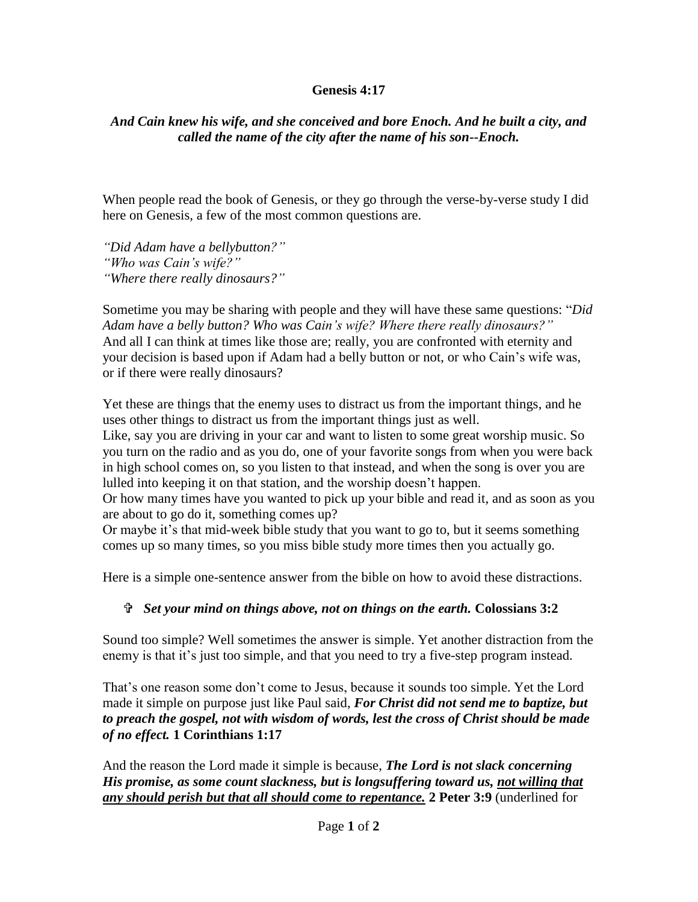**Genesis 4:17**

***And Cain knew his wife, and she conceived and bore Enoch. And he built a city, and called the name of the city after the name of his son--Enoch.***

When people read the book of Genesis, or they go through the verse-by-verse study I did here on Genesis, a few of the most common questions are.

*"Did Adam have a bellybutton?"*
*"Who was Cain's wife?"*
*"Where there really dinosaurs?"*

Sometime you may be sharing with people and they will have these same questions: "*Did Adam have a belly button? Who was Cain's wife? Where there really dinosaurs?"* And all I can think at times like those are; really, you are confronted with eternity and your decision is based upon if Adam had a belly button or not, or who Cain's wife was, or if there were really dinosaurs?

Yet these are things that the enemy uses to distract us from the important things, and he uses other things to distract us from the important things just as well.
Like, say you are driving in your car and want to listen to some great worship music. So you turn on the radio and as you do, one of your favorite songs from when you were back in high school comes on, so you listen to that instead, and when the song is over you are lulled into keeping it on that station, and the worship doesn't happen.
Or how many times have you wanted to pick up your bible and read it, and as soon as you are about to go do it, something comes up?
Or maybe it's that mid-week bible study that you want to go to, but it seems something comes up so many times, so you miss bible study more times then you actually go.

Here is a simple one-sentence answer from the bible on how to avoid these distractions.

- ✞ ***Set your mind on things above, not on things on the earth.*** **Colossians 3:2**

Sound too simple? Well sometimes the answer is simple. Yet another distraction from the enemy is that it's just too simple, and that you need to try a five-step program instead.

That's one reason some don't come to Jesus, because it sounds too simple. Yet the Lord made it simple on purpose just like Paul said, ***For Christ did not send me to baptize, but to preach the gospel, not with wisdom of words, lest the cross of Christ should be made of no effect.*** **1 Corinthians 1:17**

And the reason the Lord made it simple is because, ***The Lord is not slack concerning His promise, as some count slackness, but is longsuffering toward us, <u>not willing that any should perish but that all should come to repentance.</u>*** **2 Peter 3:9** (underlined for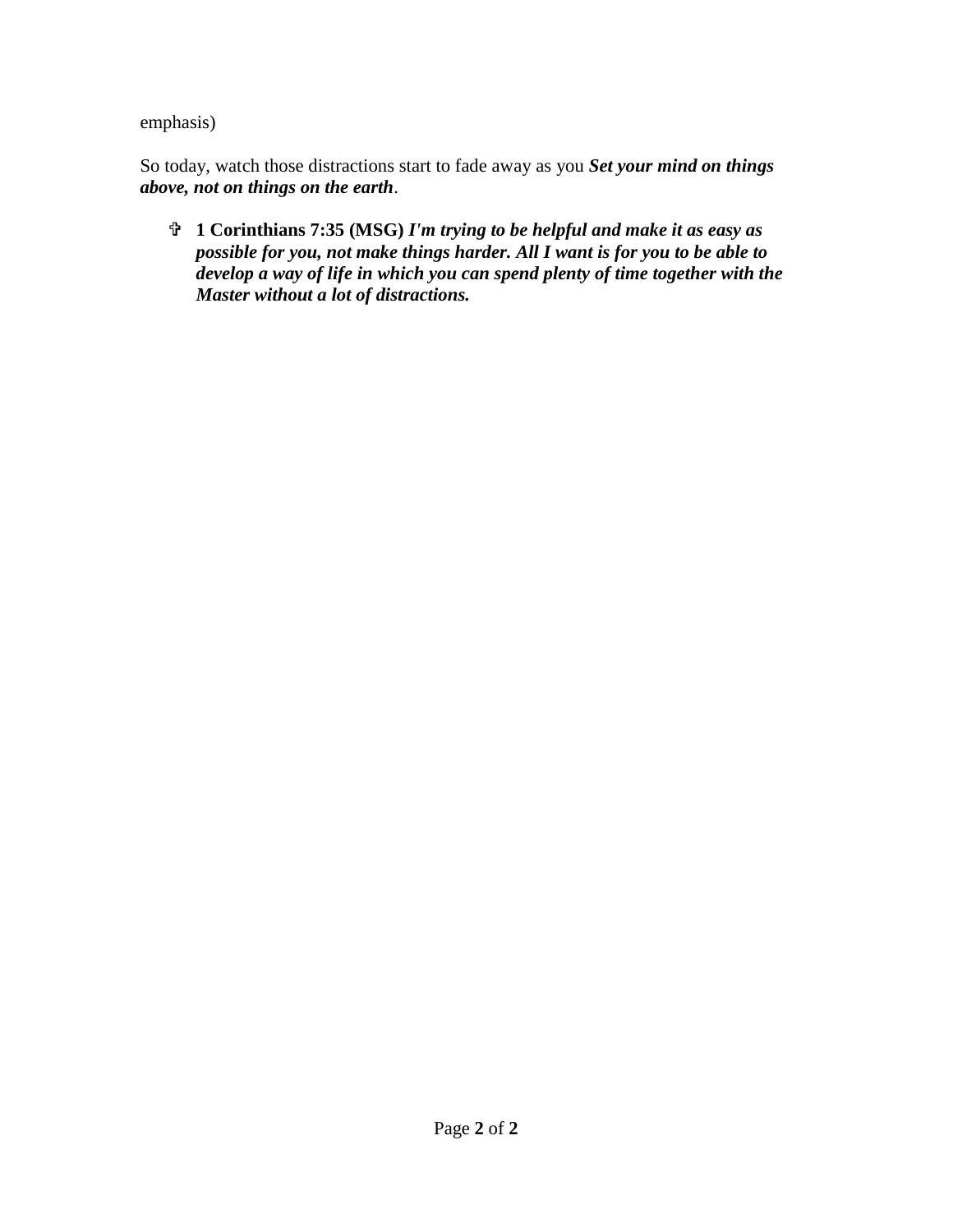emphasis)

So today, watch those distractions start to fade away as you ***Set your mind on things above, not on things on the earth***.

- ✞ **1 Corinthians 7:35 (MSG)** ***I'm trying to be helpful and make it as easy as possible for you, not make things harder. All I want is for you to be able to develop a way of life in which you can spend plenty of time together with the Master without a lot of distractions.***